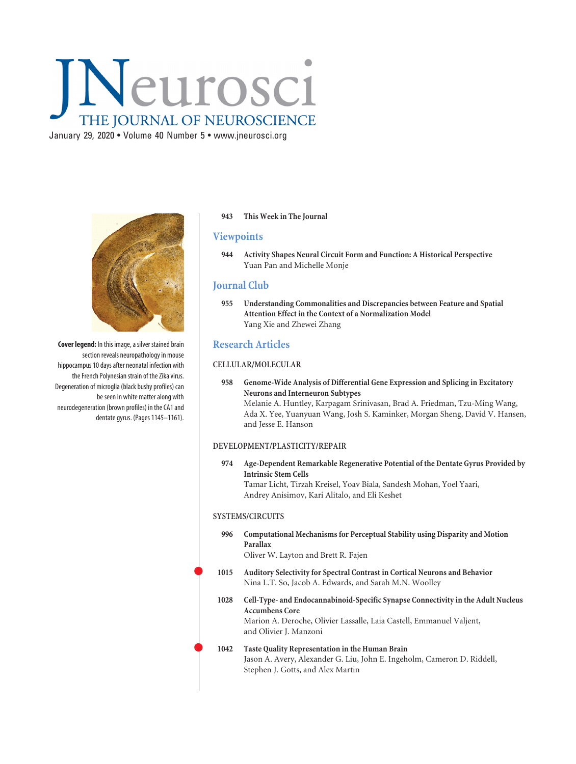# JNeurosci

THE JOURNAL OF NEUROSCIENCE

January 29, 2020 • Volume 40 Number 5 • www.jneurosci.org

**Cover legend:** In this image, a silver stained brain section reveals neuropathology in mouse hippocampus 10 days after neonatal infection with the French Polynesian strain of the Zika virus. Degeneration of microglia (black bushy profiles) can be seen in white matter along with neurodegeneration (brown profiles) in the CA1 and dentate gyrus. (Pages 1145–1161).

**943 This Week in The Journal**

## Viewpoints

**944 Activity Shapes Neural Circuit Form and Function: A Historical Perspective**
Yuan Pan and Michelle Monje

## Journal Club

**955 Understanding Commonalities and Discrepancies between Feature and Spatial Attention Effect in the Context of a Normalization Model**
Yang Xie and Zhewei Zhang

## Research Articles

### CELLULAR/MOLECULAR

**958 Genome-Wide Analysis of Differential Gene Expression and Splicing in Excitatory Neurons and Interneuron Subtypes**
Melanie A. Huntley, Karpagam Srinivasan, Brad A. Friedman, Tzu-Ming Wang, Ada X. Yee, Yuanyuan Wang, Josh S. Kaminker, Morgan Sheng, David V. Hansen, and Jesse E. Hanson

### DEVELOPMENT/PLASTICITY/REPAIR

**974 Age-Dependent Remarkable Regenerative Potential of the Dentate Gyrus Provided by Intrinsic Stem Cells**
Tamar Licht, Tirzah Kreisel, Yoav Biala, Sandesh Mohan, Yoel Yaari, Andrey Anisimov, Kari Alitalo, and Eli Keshet

### SYSTEMS/CIRCUITS

**996 Computational Mechanisms for Perceptual Stability using Disparity and Motion Parallax**
Oliver W. Layton and Brett R. Fajen

**1015 Auditory Selectivity for Spectral Contrast in Cortical Neurons and Behavior**
Nina L.T. So, Jacob A. Edwards, and Sarah M.N. Woolley

**1028 Cell-Type- and Endocannabinoid-Specific Synapse Connectivity in the Adult Nucleus Accumbens Core**
Marion A. Deroche, Olivier Lassalle, Laia Castell, Emmanuel Valjent, and Olivier J. Manzoni

**1042 Taste Quality Representation in the Human Brain**
Jason A. Avery, Alexander G. Liu, John E. Ingeholm, Cameron D. Riddell, Stephen J. Gotts, and Alex Martin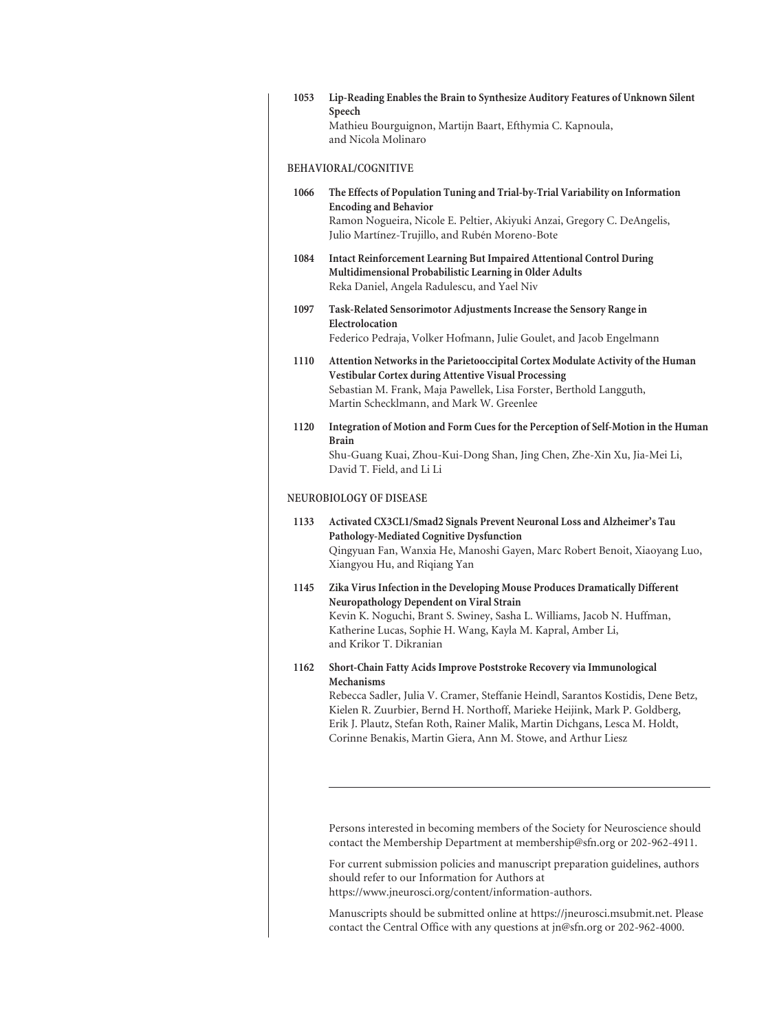**1053 Lip-Reading Enables the Brain to Synthesize Auditory Features of Unknown Silent Speech**
Mathieu Bourguignon, Martijn Baart, Efthymia C. Kapnoula, and Nicola Molinaro

## BEHAVIORAL/COGNITIVE

**1066 The Effects of Population Tuning and Trial-by-Trial Variability on Information Encoding and Behavior**
Ramon Nogueira, Nicole E. Peltier, Akiyuki Anzai, Gregory C. DeAngelis, Julio Martínez-Trujillo, and Rubén Moreno-Bote

**1084 Intact Reinforcement Learning But Impaired Attentional Control During Multidimensional Probabilistic Learning in Older Adults**
Reka Daniel, Angela Radulescu, and Yael Niv

**1097 Task-Related Sensorimotor Adjustments Increase the Sensory Range in Electrolocation**
Federico Pedraja, Volker Hofmann, Julie Goulet, and Jacob Engelmann

**1110 Attention Networks in the Parietooccipital Cortex Modulate Activity of the Human Vestibular Cortex during Attentive Visual Processing**
Sebastian M. Frank, Maja Pawellek, Lisa Forster, Berthold Langguth, Martin Schecklmann, and Mark W. Greenlee

**1120 Integration of Motion and Form Cues for the Perception of Self-Motion in the Human Brain**
Shu-Guang Kuai, Zhou-Kui-Dong Shan, Jing Chen, Zhe-Xin Xu, Jia-Mei Li, David T. Field, and Li Li

## NEUROBIOLOGY OF DISEASE

**1133 Activated CX3CL1/Smad2 Signals Prevent Neuronal Loss and Alzheimer's Tau Pathology-Mediated Cognitive Dysfunction**
Qingyuan Fan, Wanxia He, Manoshi Gayen, Marc Robert Benoit, Xiaoyang Luo, Xiangyou Hu, and Riqiang Yan

**1145 Zika Virus Infection in the Developing Mouse Produces Dramatically Different Neuropathology Dependent on Viral Strain**
Kevin K. Noguchi, Brant S. Swiney, Sasha L. Williams, Jacob N. Huffman, Katherine Lucas, Sophie H. Wang, Kayla M. Kapral, Amber Li, and Krikor T. Dikranian

**1162 Short-Chain Fatty Acids Improve Poststroke Recovery via Immunological Mechanisms**
Rebecca Sadler, Julia V. Cramer, Steffanie Heindl, Sarantos Kostidis, Dene Betz, Kielen R. Zuurbier, Bernd H. Northoff, Marieke Heijink, Mark P. Goldberg, Erik J. Plautz, Stefan Roth, Rainer Malik, Martin Dichgans, Lesca M. Holdt, Corinne Benakis, Martin Giera, Ann M. Stowe, and Arthur Liesz

---

Persons interested in becoming members of the Society for Neuroscience should contact the Membership Department at membership@sfn.org or 202-962-4911.

For current submission policies and manuscript preparation guidelines, authors should refer to our Information for Authors at https://www.jneurosci.org/content/information-authors.

Manuscripts should be submitted online at https://jneurosci.msubmit.net. Please contact the Central Office with any questions at jn@sfn.org or 202-962-4000.